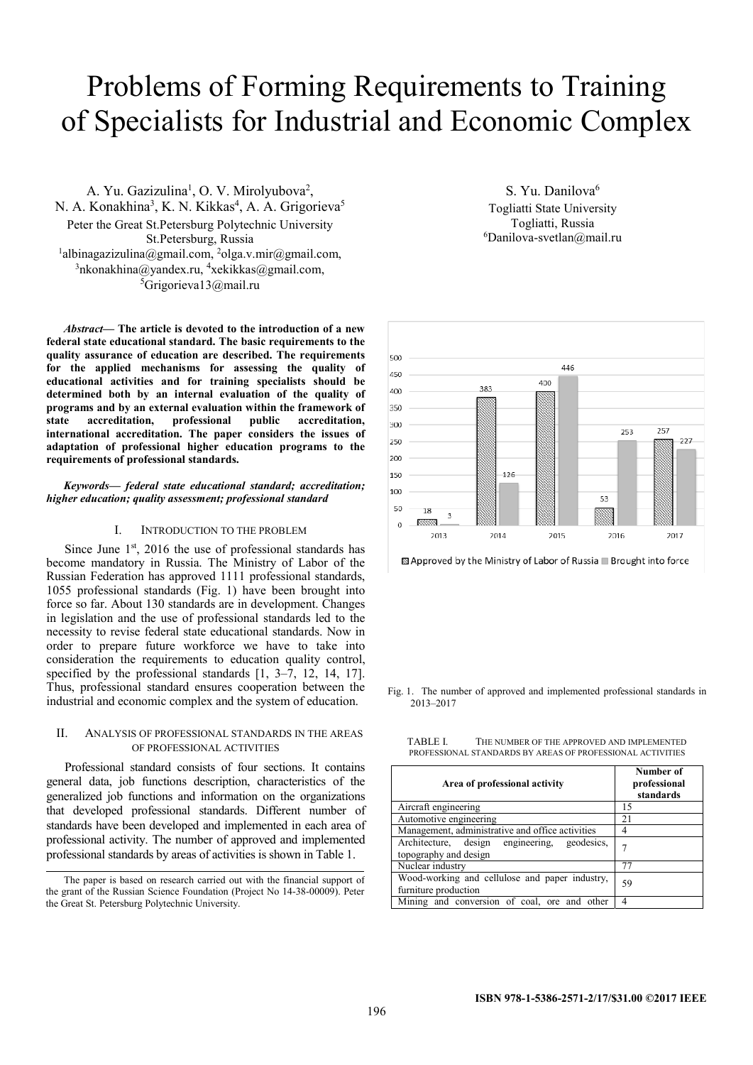# Problems of Forming Requirements to Training of Specialists for Industrial and Economic Complex

A. Yu. Gazizulina[1], O. V. Mirolyubova[2], N. A. Konakhina[3], K. N. Kikkas[4], A. A. Grigorieva[5]
Peter the Great St.Petersburg Polytechnic University
St.Petersburg, Russia
[1]albinagazizulina@gmail.com, [2]olga.v.mir@gmail.com, [3]nkonakhina@yandex.ru, [4]xekikkas@gmail.com, [5]Grigorieva13@mail.ru

S. Yu. Danilova[6]
Togliatti State University
Togliatti, Russia
[6]Danilova-svetlan@mail.ru

***Abstract*— The article is devoted to the introduction of a new federal state educational standard. The basic requirements to the quality assurance of education are described. The requirements for the applied mechanisms for assessing the quality of educational activities and for training specialists should be determined both by an internal evaluation of the quality of programs and by an external evaluation within the framework of state accreditation, professional public accreditation, international accreditation. The paper considers the issues of adaptation of professional higher education programs to the requirements of professional standards.**

***Keywords*— *federal state educational standard; accreditation; higher education; quality assessment; professional standard***

## I. Introduction to the Problem

Since June 1[st], 2016 the use of professional standards has become mandatory in Russia. The Ministry of Labor of the Russian Federation has approved 1111 professional standards, 1055 professional standards (Fig. 1) have been brought into force so far. About 130 standards are in development. Changes in legislation and the use of professional standards led to the necessity to revise federal state educational standards. Now in order to prepare future workforce we have to take into consideration the requirements to education quality control, specified by the professional standards [1, 3–7, 12, 14, 17]. Thus, professional standard ensures cooperation between the industrial and economic complex and the system of education.

## II. Analysis of Professional Standards in the Areas of Professional Activities

Professional standard consists of four sections. It contains general data, job functions description, characteristics of the generalized job functions and information on the organizations that developed professional standards. Different number of standards have been developed and implemented in each area of professional activity. The number of approved and implemented professional standards by areas of activities is shown in Table 1.

The paper is based on research carried out with the financial support of the grant of the Russian Science Foundation (Project No 14-38-00009). Peter the Great St. Petersburg Polytechnic University.

| Year | Approved by the Ministry of Labor of Russia | Brought into force |
|---|---|---|
| 2013 | 18 | 3 |
| 2014 | 383 | 126 |
| 2015 | 400 | 446 |
| 2016 | 53 | 253 |
| 2017 | 257 | 227 |

Fig. 1. The number of approved and implemented professional standards in 2013–2017

TABLE I. The number of the approved and implemented professional standards by areas of professional activities

| Area of professional activity | Number of professional standards |
|---|---|
| Aircraft engineering | 15 |
| Automotive engineering | 21 |
| Management, administrative and office activities | 4 |
| Architecture, design engineering, geodesics, topography and design | 7 |
| Nuclear industry | 77 |
| Wood-working and cellulose and paper industry, furniture production | 59 |
| Mining and conversion of coal, ore and other | 4 |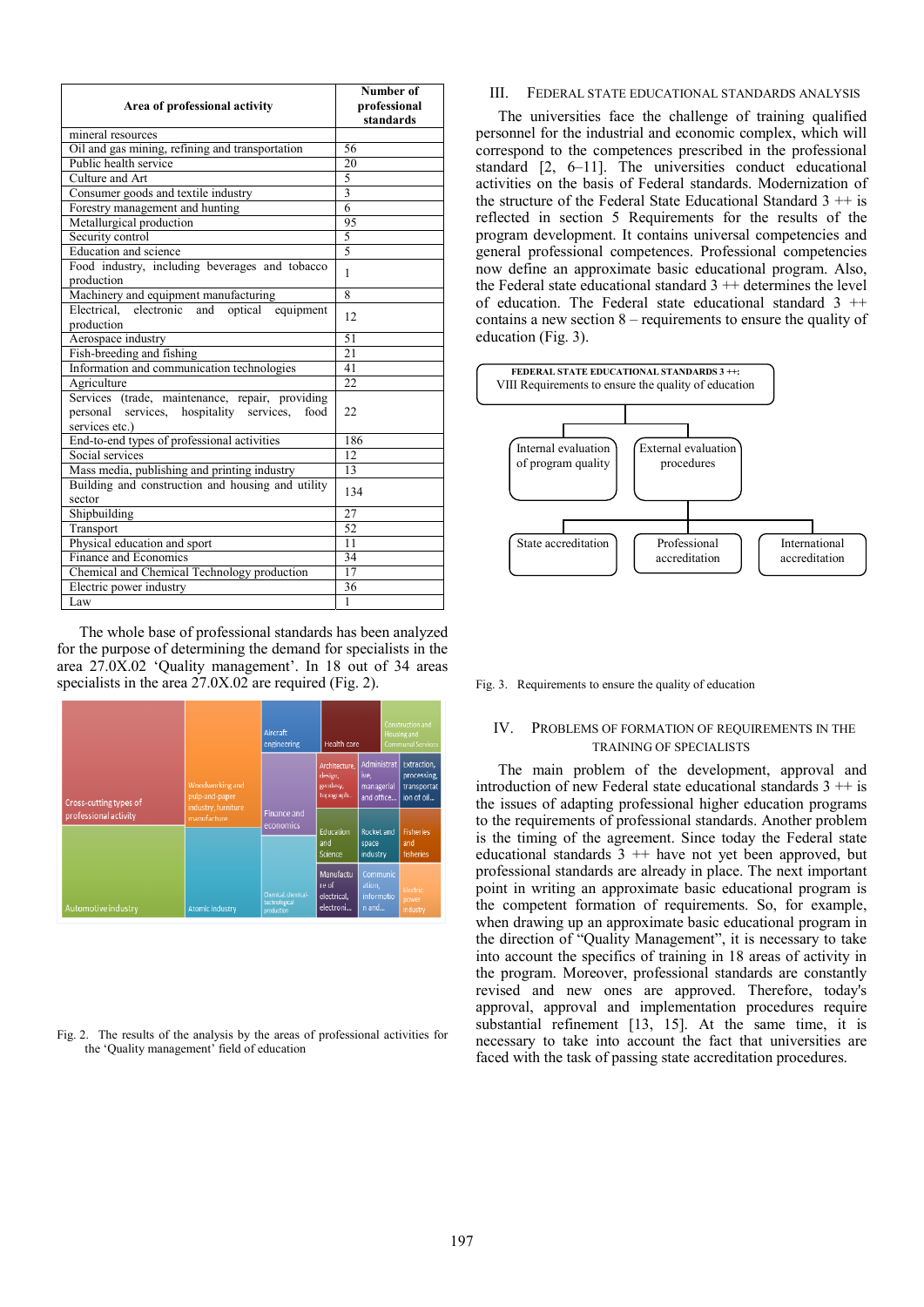| Area of professional activity | Number of professional standards |
|---|---|
| mineral resources | |
| Oil and gas mining, refining and transportation | 56 |
| Public health service | 20 |
| Culture and Art | 5 |
| Consumer goods and textile industry | 3 |
| Forestry management and hunting | 6 |
| Metallurgical production | 95 |
| Security control | 5 |
| Education and science | 5 |
| Food industry, including beverages and tobacco production | 1 |
| Machinery and equipment manufacturing | 8 |
| Electrical, electronic and optical equipment production | 12 |
| Aerospace industry | 51 |
| Fish-breeding and fishing | 21 |
| Information and communication technologies | 41 |
| Agriculture | 22 |
| Services (trade, maintenance, repair, providing personal services, hospitality services, food services etc.) | 22 |
| End-to-end types of professional activities | 186 |
| Social services | 12 |
| Mass media, publishing and printing industry | 13 |
| Building and construction and housing and utility sector | 134 |
| Shipbuilding | 27 |
| Transport | 52 |
| Physical education and sport | 11 |
| Finance and Economics | 34 |
| Chemical and Chemical Technology production | 17 |
| Electric power industry | 36 |
| Law | 1 |

The whole base of professional standards has been analyzed for the purpose of determining the demand for specialists in the area 27.0X.02 'Quality management'. In 18 out of 34 areas specialists in the area 27.0X.02 are required (Fig. 2).

Fig. 2. The results of the analysis by the areas of professional activities for the 'Quality management' field of education

## III. Federal State Educational Standards Analysis

The universities face the challenge of training qualified personnel for the industrial and economic complex, which will correspond to the competences prescribed in the professional standard [2, 6–11]. The universities conduct educational activities on the basis of Federal standards. Modernization of the structure of the Federal State Educational Standard 3 ++ is reflected in section 5 Requirements for the results of the program development. It contains universal competencies and general professional competences. Professional competencies now define an approximate basic educational program. Also, the Federal state educational standard 3 ++ determines the level of education. The Federal state educational standard 3 ++ contains a new section 8 – requirements to ensure the quality of education (Fig. 3).

Fig. 3. Requirements to ensure the quality of education

## IV. Problems of Formation of Requirements in the Training of Specialists

The main problem of the development, approval and introduction of new Federal state educational standards 3 ++ is the issues of adapting professional higher education programs to the requirements of professional standards. Another problem is the timing of the agreement. Since today the Federal state educational standards 3 ++ have not yet been approved, but professional standards are already in place. The next important point in writing an approximate basic educational program is the competent formation of requirements. So, for example, when drawing up an approximate basic educational program in the direction of "Quality Management", it is necessary to take into account the specifics of training in 18 areas of activity in the program. Moreover, professional standards are constantly revised and new ones are approved. Therefore, today's approval, approval and implementation procedures require substantial refinement [13, 15]. At the same time, it is necessary to take into account the fact that universities are faced with the task of passing state accreditation procedures.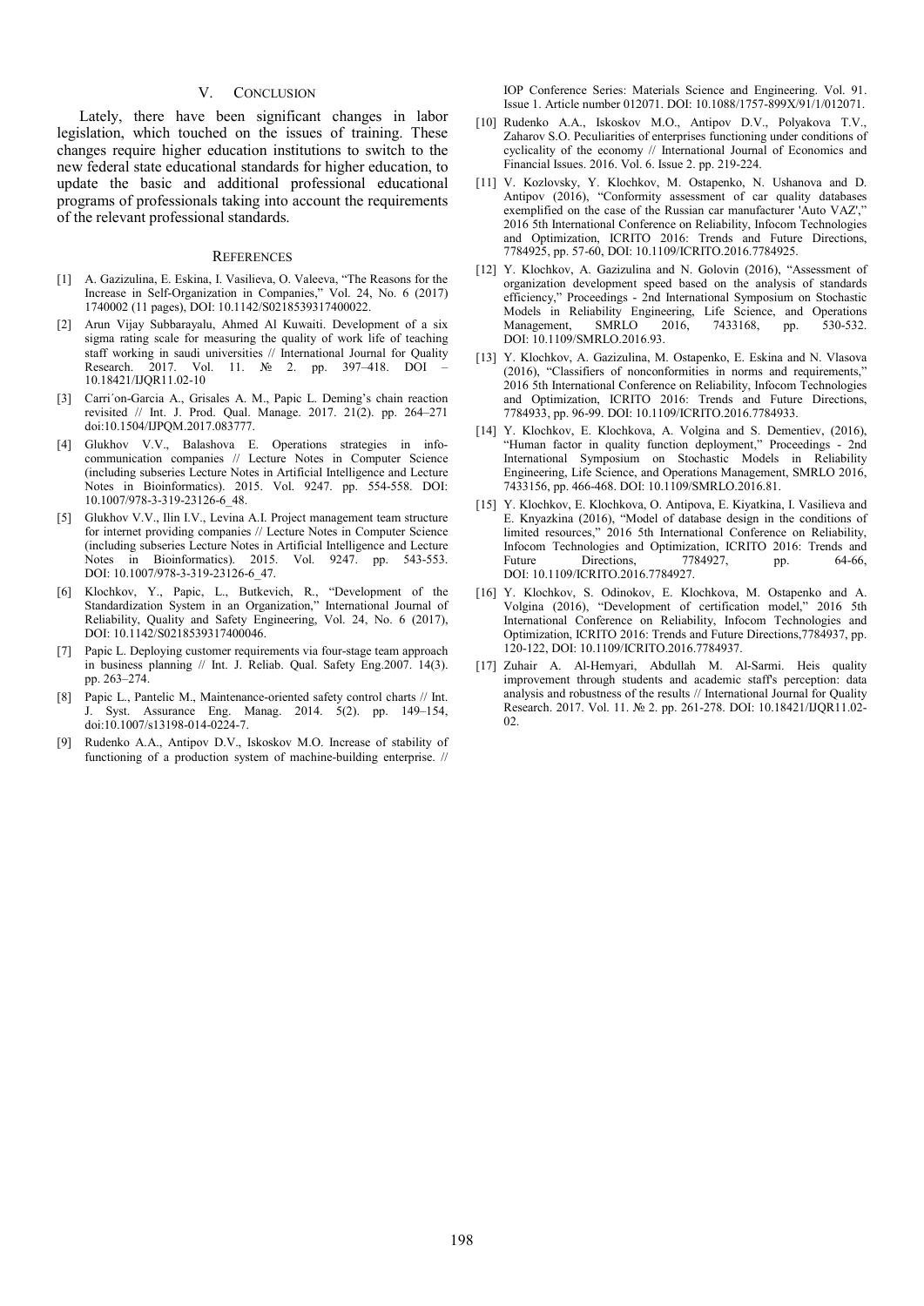## V. Conclusion

Lately, there have been significant changes in labor legislation, which touched on the issues of training. These changes require higher education institutions to switch to the new federal state educational standards for higher education, to update the basic and additional professional educational programs of professionals taking into account the requirements of the relevant professional standards.

## References

[1] A. Gazizulina, E. Eskina, I. Vasilieva, O. Valeeva, "The Reasons for the Increase in Self-Organization in Companies," Vol. 24, No. 6 (2017) 1740002 (11 pages), DOI: 10.1142/S0218539317400022.

[2] Arun Vijay Subbarayalu, Ahmed Al Kuwaiti. Development of a six sigma rating scale for measuring the quality of work life of teaching staff working in saudi universities // International Journal for Quality Research. 2017. Vol. 11. № 2. pp. 397–418. DOI – 10.18421/IJQR11.02-10

[3] Carri´on-Garcia A., Grisales A. M., Papic L. Deming's chain reaction revisited // Int. J. Prod. Qual. Manage. 2017. 21(2). pp. 264–271 doi:10.1504/IJPQM.2017.083777.

[4] Glukhov V.V., Balashova E. Operations strategies in info-communication companies // Lecture Notes in Computer Science (including subseries Lecture Notes in Artificial Intelligence and Lecture Notes in Bioinformatics). 2015. Vol. 9247. pp. 554-558. DOI: 10.1007/978-3-319-23126-6_48.

[5] Glukhov V.V., Ilin I.V., Levina A.I. Project management team structure for internet providing companies // Lecture Notes in Computer Science (including subseries Lecture Notes in Artificial Intelligence and Lecture Notes in Bioinformatics). 2015. Vol. 9247. pp. 543-553. DOI: 10.1007/978-3-319-23126-6_47.

[6] Klochkov, Y., Papic, L., Butkevich, R., "Development of the Standardization System in an Organization," International Journal of Reliability, Quality and Safety Engineering, Vol. 24, No. 6 (2017), DOI: 10.1142/S0218539317400046.

[7] Papic L. Deploying customer requirements via four-stage team approach in business planning // Int. J. Reliab. Qual. Safety Eng.2007. 14(3). pp. 263–274.

[8] Papic L., Pantelic M., Maintenance-oriented safety control charts // Int. J. Syst. Assurance Eng. Manag. 2014. 5(2). pp. 149–154, doi:10.1007/s13198-014-0224-7.

[9] Rudenko A.A., Antipov D.V., Iskoskov M.O. Increase of stability of functioning of a production system of machine-building enterprise. // IOP Conference Series: Materials Science and Engineering. Vol. 91. Issue 1. Article number 012071. DOI: 10.1088/1757-899X/91/1/012071.

[10] Rudenko A.A., Iskoskov M.O., Antipov D.V., Polyakova T.V., Zaharov S.O. Peculiarities of enterprises functioning under conditions of cyclicality of the economy // International Journal of Economics and Financial Issues. 2016. Vol. 6. Issue 2. pp. 219-224.

[11] V. Kozlovsky, Y. Klochkov, M. Ostapenko, N. Ushanova and D. Antipov (2016), "Conformity assessment of car quality databases exemplified on the case of the Russian car manufacturer 'Auto VAZ'," 2016 5th International Conference on Reliability, Infocom Technologies and Optimization, ICRITO 2016: Trends and Future Directions, 7784925, pp. 57-60, DOI: 10.1109/ICRITO.2016.7784925.

[12] Y. Klochkov, A. Gazizulina and N. Golovin (2016), "Assessment of organization development speed based on the analysis of standards efficiency," Proceedings - 2nd International Symposium on Stochastic Models in Reliability Engineering, Life Science, and Operations Management, SMRLO 2016, 7433168, pp. 530-532. DOI: 10.1109/SMRLO.2016.93.

[13] Y. Klochkov, A. Gazizulina, M. Ostapenko, E. Eskina and N. Vlasova (2016), "Classifiers of nonconformities in norms and requirements," 2016 5th International Conference on Reliability, Infocom Technologies and Optimization, ICRITO 2016: Trends and Future Directions, 7784933, pp. 96-99. DOI: 10.1109/ICRITO.2016.7784933.

[14] Y. Klochkov, E. Klochkova, A. Volgina and S. Dementiev, (2016), "Human factor in quality function deployment," Proceedings - 2nd International Symposium on Stochastic Models in Reliability Engineering, Life Science, and Operations Management, SMRLO 2016, 7433156, pp. 466-468. DOI: 10.1109/SMRLO.2016.81.

[15] Y. Klochkov, E. Klochkova, O. Antipova, E. Kiyatkina, I. Vasilieva and E. Knyazkina (2016), "Model of database design in the conditions of limited resources," 2016 5th International Conference on Reliability, Infocom Technologies and Optimization, ICRITO 2016: Trends and Future Directions, 7784927, pp. 64-66, DOI: 10.1109/ICRITO.2016.7784927.

[16] Y. Klochkov, S. Odinokov, E. Klochkova, M. Ostapenko and A. Volgina (2016), "Development of certification model," 2016 5th International Conference on Reliability, Infocom Technologies and Optimization, ICRITO 2016: Trends and Future Directions,7784937, pp. 120-122, DOI: 10.1109/ICRITO.2016.7784937.

[17] Zuhair A. Al-Hemyari, Abdullah M. Al-Sarmi. Heis quality improvement through students and academic staff's perception: data analysis and robustness of the results // International Journal for Quality Research. 2017. Vol. 11. № 2. pp. 261-278. DOI: 10.18421/IJQR11.02-02.